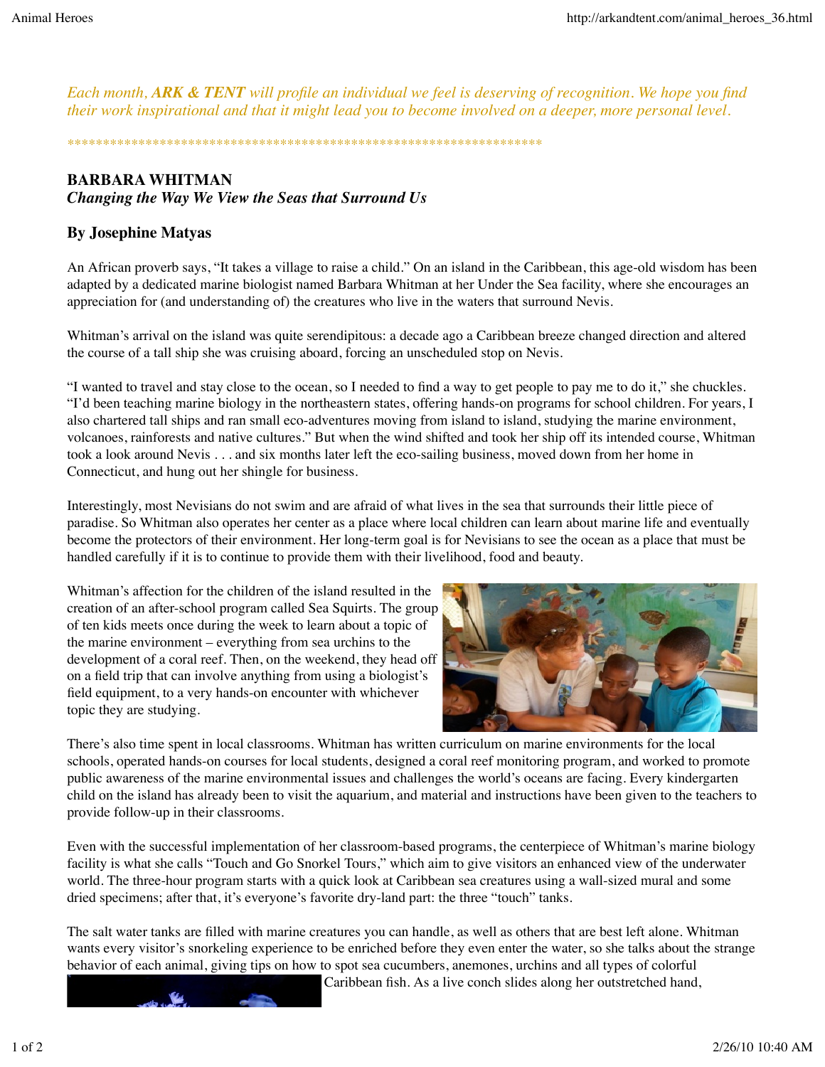*Each month, **ARK & TENT** will profile an individual we feel is deserving of recognition. We hope you find their work inspirational and that it might lead you to become involved on a deeper, more personal level.*

*********************************************************************

## BARBARA WHITMAN
### *Changing the Way We View the Seas that Surround Us*

### By Josephine Matyas

An African proverb says, "It takes a village to raise a child." On an island in the Caribbean, this age-old wisdom has been adapted by a dedicated marine biologist named Barbara Whitman at her Under the Sea facility, where she encourages an appreciation for (and understanding of) the creatures who live in the waters that surround Nevis.

Whitman's arrival on the island was quite serendipitous: a decade ago a Caribbean breeze changed direction and altered the course of a tall ship she was cruising aboard, forcing an unscheduled stop on Nevis.

"I wanted to travel and stay close to the ocean, so I needed to find a way to get people to pay me to do it," she chuckles. "I'd been teaching marine biology in the northeastern states, offering hands-on programs for school children. For years, I also chartered tall ships and ran small eco-adventures moving from island to island, studying the marine environment, volcanoes, rainforests and native cultures." But when the wind shifted and took her ship off its intended course, Whitman took a look around Nevis . . . and six months later left the eco-sailing business, moved down from her home in Connecticut, and hung out her shingle for business.

Interestingly, most Nevisians do not swim and are afraid of what lives in the sea that surrounds their little piece of paradise. So Whitman also operates her center as a place where local children can learn about marine life and eventually become the protectors of their environment. Her long-term goal is for Nevisians to see the ocean as a place that must be handled carefully if it is to continue to provide them with their livelihood, food and beauty.

Whitman's affection for the children of the island resulted in the creation of an after-school program called Sea Squirts. The group of ten kids meets once during the week to learn about a topic of the marine environment – everything from sea urchins to the development of a coral reef. Then, on the weekend, they head off on a field trip that can involve anything from using a biologist's field equipment, to a very hands-on encounter with whichever topic they are studying.

There's also time spent in local classrooms. Whitman has written curriculum on marine environments for the local schools, operated hands-on courses for local students, designed a coral reef monitoring program, and worked to promote public awareness of the marine environmental issues and challenges the world's oceans are facing. Every kindergarten child on the island has already been to visit the aquarium, and material and instructions have been given to the teachers to provide follow-up in their classrooms.

Even with the successful implementation of her classroom-based programs, the centerpiece of Whitman's marine biology facility is what she calls "Touch and Go Snorkel Tours," which aim to give visitors an enhanced view of the underwater world. The three-hour program starts with a quick look at Caribbean sea creatures using a wall-sized mural and some dried specimens; after that, it's everyone's favorite dry-land part: the three "touch" tanks.

The salt water tanks are filled with marine creatures you can handle, as well as others that are best left alone. Whitman wants every visitor's snorkeling experience to be enriched before they even enter the water, so she talks about the strange behavior of each animal, giving tips on how to spot sea cucumbers, anemones, urchins and all types of colorful Caribbean fish. As a live conch slides along her outstretched hand,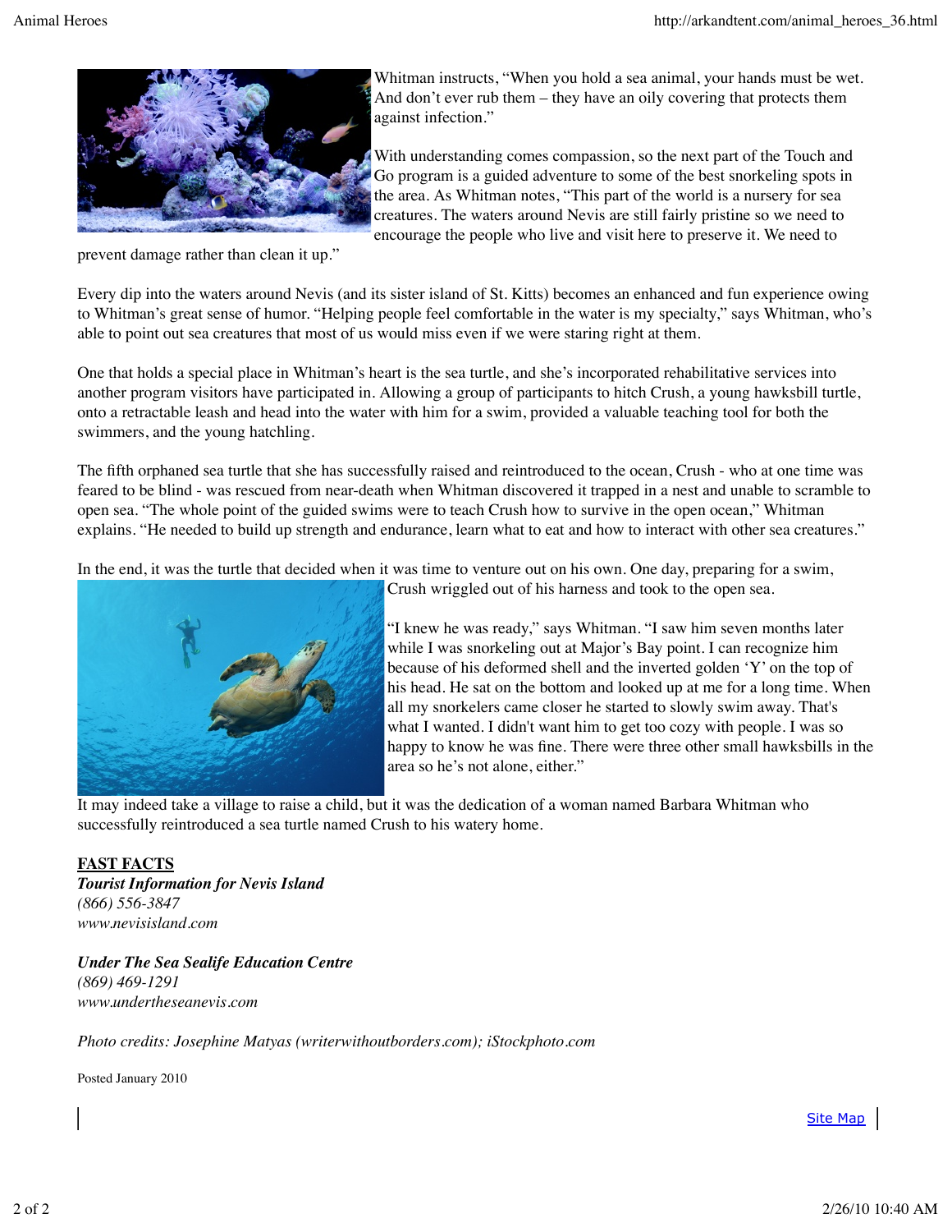Whitman instructs, “When you hold a sea animal, your hands must be wet. And don’t ever rub them – they have an oily covering that protects them against infection.”

With understanding comes compassion, so the next part of the Touch and Go program is a guided adventure to some of the best snorkeling spots in the area. As Whitman notes, “This part of the world is a nursery for sea creatures. The waters around Nevis are still fairly pristine so we need to encourage the people who live and visit here to preserve it. We need to prevent damage rather than clean it up.”

Every dip into the waters around Nevis (and its sister island of St. Kitts) becomes an enhanced and fun experience owing to Whitman’s great sense of humor. “Helping people feel comfortable in the water is my specialty,” says Whitman, who’s able to point out sea creatures that most of us would miss even if we were staring right at them.

One that holds a special place in Whitman’s heart is the sea turtle, and she’s incorporated rehabilitative services into another program visitors have participated in. Allowing a group of participants to hitch Crush, a young hawksbill turtle, onto a retractable leash and head into the water with him for a swim, provided a valuable teaching tool for both the swimmers, and the young hatchling.

The fifth orphaned sea turtle that she has successfully raised and reintroduced to the ocean, Crush - who at one time was feared to be blind - was rescued from near-death when Whitman discovered it trapped in a nest and unable to scramble to open sea. “The whole point of the guided swims were to teach Crush how to survive in the open ocean,” Whitman explains. “He needed to build up strength and endurance, learn what to eat and how to interact with other sea creatures.”

In the end, it was the turtle that decided when it was time to venture out on his own. One day, preparing for a swim, Crush wriggled out of his harness and took to the open sea.

“I knew he was ready,” says Whitman. “I saw him seven months later while I was snorkeling out at Major’s Bay point. I can recognize him because of his deformed shell and the inverted golden ‘Y’ on the top of his head. He sat on the bottom and looked up at me for a long time. When all my snorkelers came closer he started to slowly swim away. That's what I wanted. I didn't want him to get too cozy with people. I was so happy to know he was fine. There were three other small hawksbills in the area so he’s not alone, either.”

It may indeed take a village to raise a child, but it was the dedication of a woman named Barbara Whitman who successfully reintroduced a sea turtle named Crush to his watery home.

**FAST FACTS**

***Tourist Information for Nevis Island***
*(866) 556-3847*
*www.nevisisland.com*

***Under The Sea Sealife Education Centre***
*(869) 469-1291*
*www.undertheseanevis.com*

*Photo credits: Josephine Matyas (writerwithoutborders.com); iStockphoto.com*

Posted January 2010

Site Map